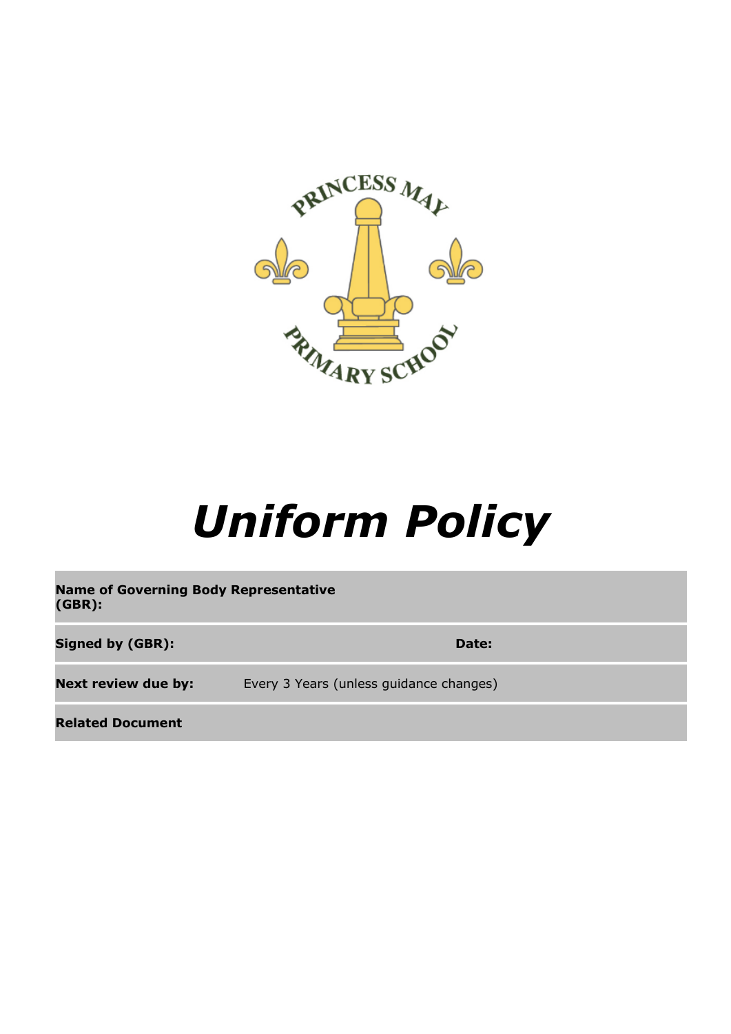# *Uniform Policy*

| | | | |
|---|---|---|---|
| **Name of Governing Body Representative (GBR):** | | | |
| **Signed by (GBR):** | | **Date:** | |
| **Next review due by:** | Every 3 Years (unless guidance changes) | | |
| **Related Document** | | | |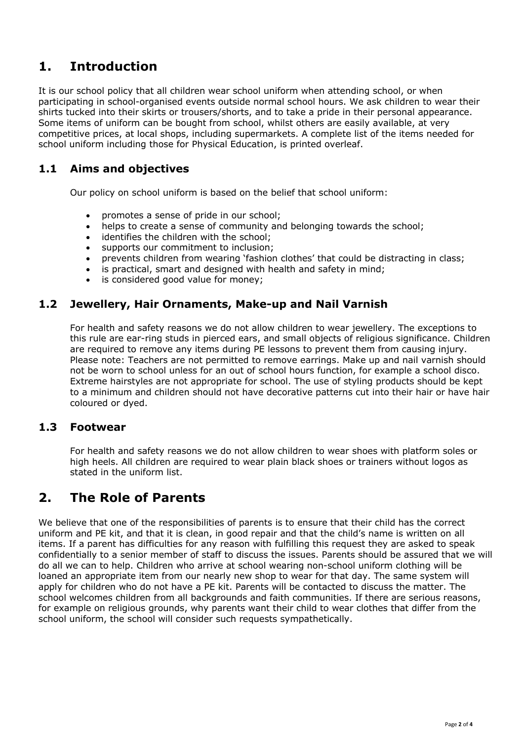# 1. Introduction

It is our school policy that all children wear school uniform when attending school, or when participating in school-organised events outside normal school hours. We ask children to wear their shirts tucked into their skirts or trousers/shorts, and to take a pride in their personal appearance. Some items of uniform can be bought from school, whilst others are easily available, at very competitive prices, at local shops, including supermarkets. A complete list of the items needed for school uniform including those for Physical Education, is printed overleaf.

## 1.1 Aims and objectives

Our policy on school uniform is based on the belief that school uniform:

- promotes a sense of pride in our school;
- helps to create a sense of community and belonging towards the school;
- identifies the children with the school;
- supports our commitment to inclusion;
- prevents children from wearing 'fashion clothes' that could be distracting in class;
- is practical, smart and designed with health and safety in mind;
- is considered good value for money;

## 1.2 Jewellery, Hair Ornaments, Make-up and Nail Varnish

For health and safety reasons we do not allow children to wear jewellery. The exceptions to this rule are ear-ring studs in pierced ears, and small objects of religious significance. Children are required to remove any items during PE lessons to prevent them from causing injury. Please note: Teachers are not permitted to remove earrings. Make up and nail varnish should not be worn to school unless for an out of school hours function, for example a school disco. Extreme hairstyles are not appropriate for school. The use of styling products should be kept to a minimum and children should not have decorative patterns cut into their hair or have hair coloured or dyed.

## 1.3 Footwear

For health and safety reasons we do not allow children to wear shoes with platform soles or high heels. All children are required to wear plain black shoes or trainers without logos as stated in the uniform list.

# 2. The Role of Parents

We believe that one of the responsibilities of parents is to ensure that their child has the correct uniform and PE kit, and that it is clean, in good repair and that the child's name is written on all items. If a parent has difficulties for any reason with fulfilling this request they are asked to speak confidentially to a senior member of staff to discuss the issues. Parents should be assured that we will do all we can to help. Children who arrive at school wearing non-school uniform clothing will be loaned an appropriate item from our nearly new shop to wear for that day. The same system will apply for children who do not have a PE kit. Parents will be contacted to discuss the matter. The school welcomes children from all backgrounds and faith communities. If there are serious reasons, for example on religious grounds, why parents want their child to wear clothes that differ from the school uniform, the school will consider such requests sympathetically.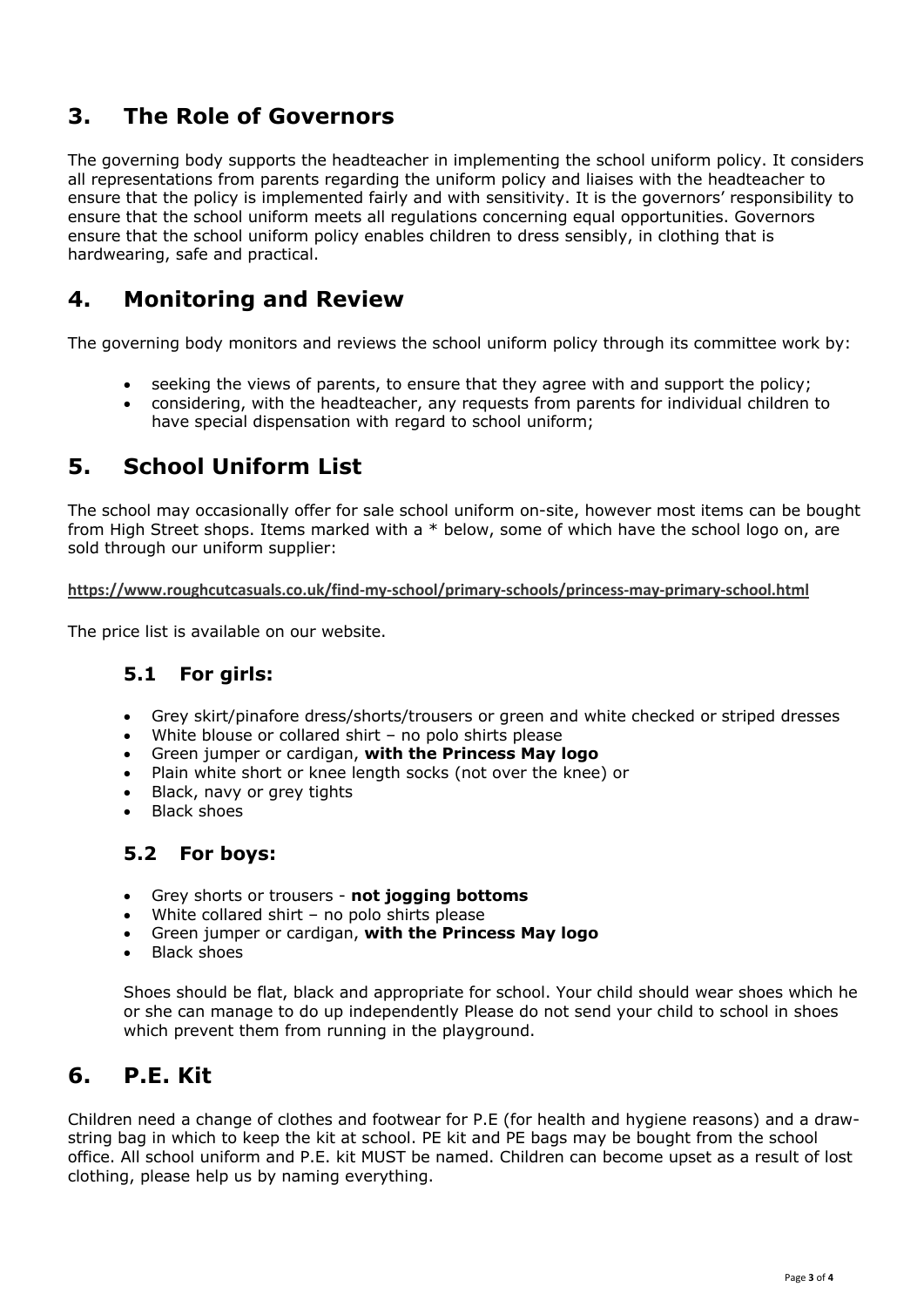## 3. The Role of Governors

The governing body supports the headteacher in implementing the school uniform policy. It considers all representations from parents regarding the uniform policy and liaises with the headteacher to ensure that the policy is implemented fairly and with sensitivity. It is the governors' responsibility to ensure that the school uniform meets all regulations concerning equal opportunities. Governors ensure that the school uniform policy enables children to dress sensibly, in clothing that is hardwearing, safe and practical.

## 4. Monitoring and Review

The governing body monitors and reviews the school uniform policy through its committee work by:

- seeking the views of parents, to ensure that they agree with and support the policy;
- considering, with the headteacher, any requests from parents for individual children to have special dispensation with regard to school uniform;

## 5. School Uniform List

The school may occasionally offer for sale school uniform on-site, however most items can be bought from High Street shops. Items marked with a * below, some of which have the school logo on, are sold through our uniform supplier:

**https://www.roughcutcasuals.co.uk/find-my-school/primary-schools/princess-may-primary-school.html**

The price list is available on our website.

### 5.1 For girls:

- Grey skirt/pinafore dress/shorts/trousers or green and white checked or striped dresses
- White blouse or collared shirt – no polo shirts please
- Green jumper or cardigan, **with the Princess May logo**
- Plain white short or knee length socks (not over the knee) or
- Black, navy or grey tights
- Black shoes

### 5.2 For boys:

- Grey shorts or trousers - **not jogging bottoms**
- White collared shirt – no polo shirts please
- Green jumper or cardigan, **with the Princess May logo**
- Black shoes

Shoes should be flat, black and appropriate for school. Your child should wear shoes which he or she can manage to do up independently Please do not send your child to school in shoes which prevent them from running in the playground.

## 6. P.E. Kit

Children need a change of clothes and footwear for P.E (for health and hygiene reasons) and a draw-string bag in which to keep the kit at school. PE kit and PE bags may be bought from the school office. All school uniform and P.E. kit MUST be named. Children can become upset as a result of lost clothing, please help us by naming everything.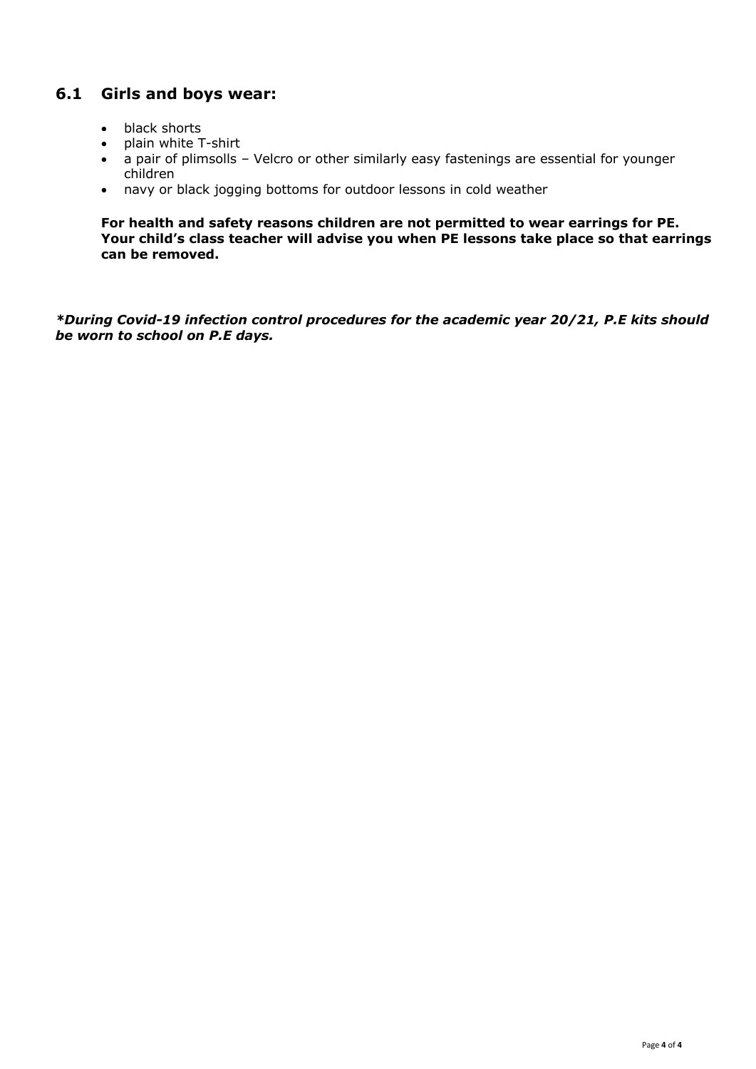## 6.1 Girls and boys wear:

- black shorts
- plain white T-shirt
- a pair of plimsolls – Velcro or other similarly easy fastenings are essential for younger children
- navy or black jogging bottoms for outdoor lessons in cold weather

**For health and safety reasons children are not permitted to wear earrings for PE. Your child's class teacher will advise you when PE lessons take place so that earrings can be removed.**

***During Covid-19 infection control procedures for the academic year 20/21, P.E kits should be worn to school on P.E days.***